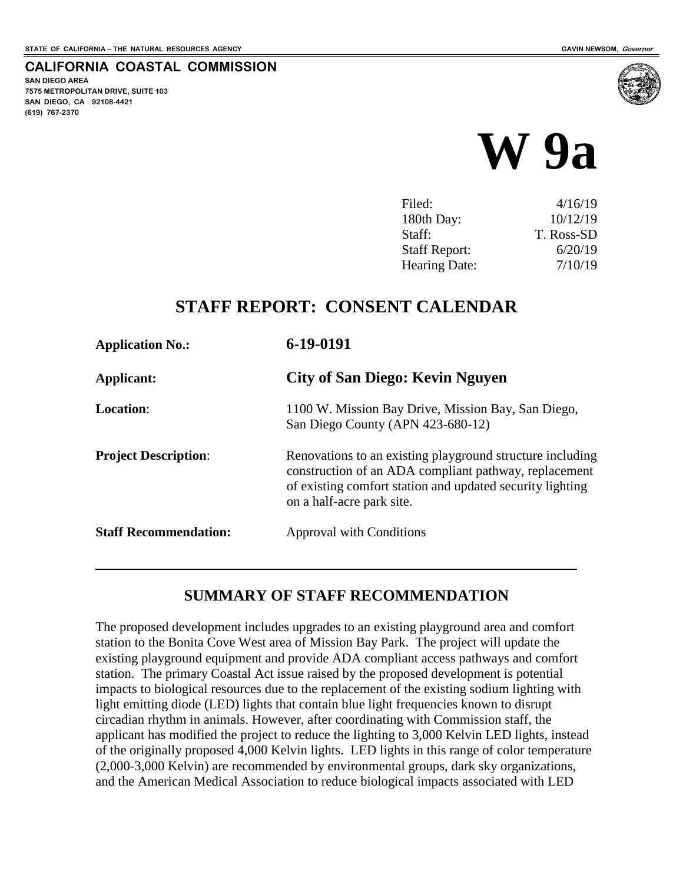STATE OF CALIFORNIA -- THE NATURAL RESOURCES AGENCY

GAVIN NEWSOM, *Governor*

**CALIFORNIA COASTAL COMMISSION**
**SAN DIEGO AREA**
**7575 METROPOLITAN DRIVE, SUITE 103**
**SAN DIEGO, CA 92108-4421**
**(619) 767-2370**

# W 9a

| | |
|---|---|
| Filed: | 4/16/19 |
| 180th Day: | 10/12/19 |
| Staff: | T. Ross-SD |
| Staff Report: | 6/20/19 |
| Hearing Date: | 7/10/19 |

## STAFF REPORT: CONSENT CALENDAR

**Application No.:** **6-19-0191**

**Applicant:** **City of San Diego: Kevin Nguyen**

**Location**: 1100 W. Mission Bay Drive, Mission Bay, San Diego, San Diego County (APN 423-680-12)

**Project Description**: Renovations to an existing playground structure including construction of an ADA compliant pathway, replacement of existing comfort station and updated security lighting on a half-acre park site.

**Staff Recommendation:** Approval with Conditions

---

## SUMMARY OF STAFF RECOMMENDATION

The proposed development includes upgrades to an existing playground area and comfort station to the Bonita Cove West area of Mission Bay Park. The project will update the existing playground equipment and provide ADA compliant access pathways and comfort station. The primary Coastal Act issue raised by the proposed development is potential impacts to biological resources due to the replacement of the existing sodium lighting with light emitting diode (LED) lights that contain blue light frequencies known to disrupt circadian rhythm in animals. However, after coordinating with Commission staff, the applicant has modified the project to reduce the lighting to 3,000 Kelvin LED lights, instead of the originally proposed 4,000 Kelvin lights. LED lights in this range of color temperature (2,000-3,000 Kelvin) are recommended by environmental groups, dark sky organizations, and the American Medical Association to reduce biological impacts associated with LED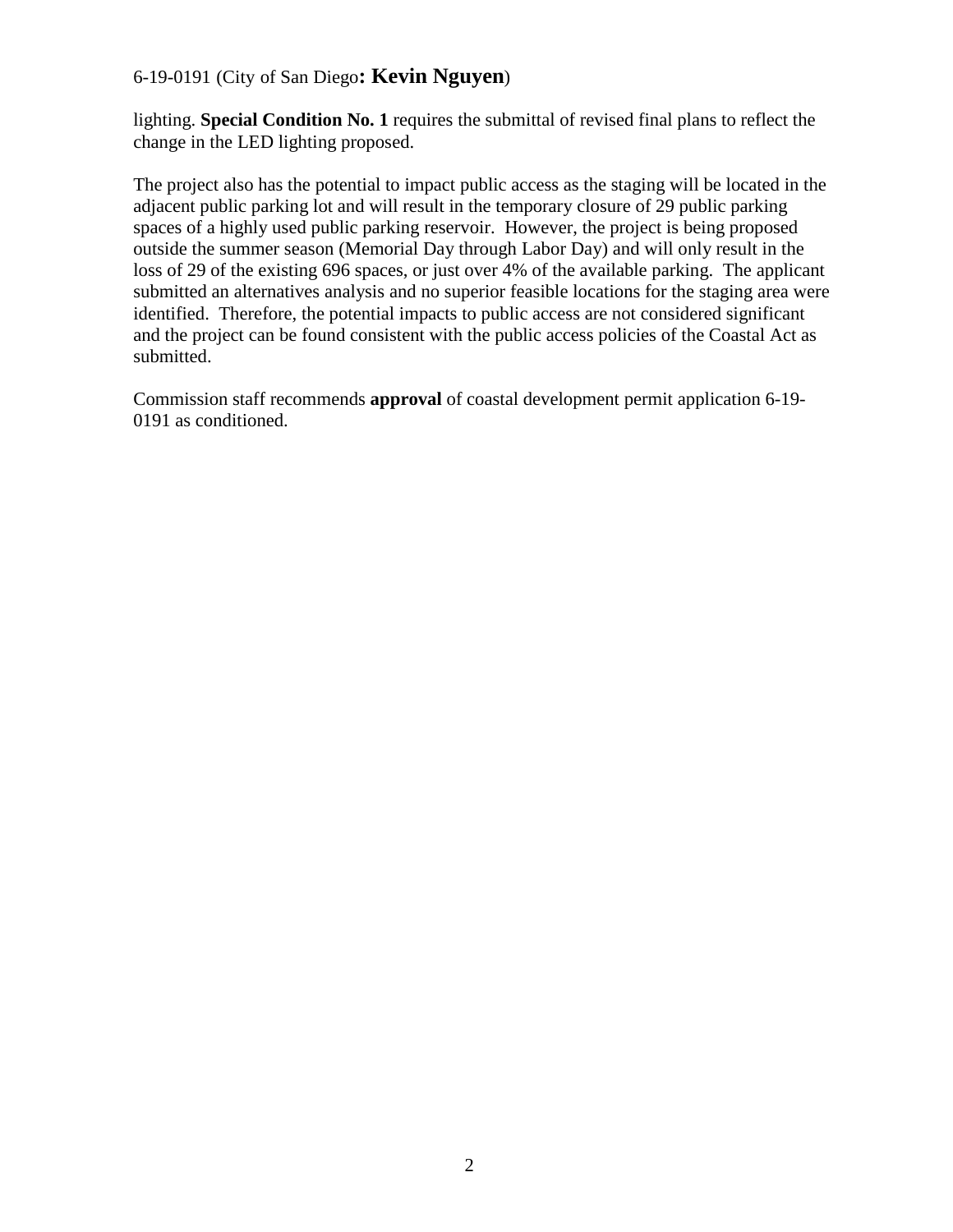lighting. **Special Condition No. 1** requires the submittal of revised final plans to reflect the change in the LED lighting proposed.

The project also has the potential to impact public access as the staging will be located in the adjacent public parking lot and will result in the temporary closure of 29 public parking spaces of a highly used public parking reservoir. However, the project is being proposed outside the summer season (Memorial Day through Labor Day) and will only result in the loss of 29 of the existing 696 spaces, or just over 4% of the available parking. The applicant submitted an alternatives analysis and no superior feasible locations for the staging area were identified. Therefore, the potential impacts to public access are not considered significant and the project can be found consistent with the public access policies of the Coastal Act as submitted.

Commission staff recommends **approval** of coastal development permit application 6-19-0191 as conditioned.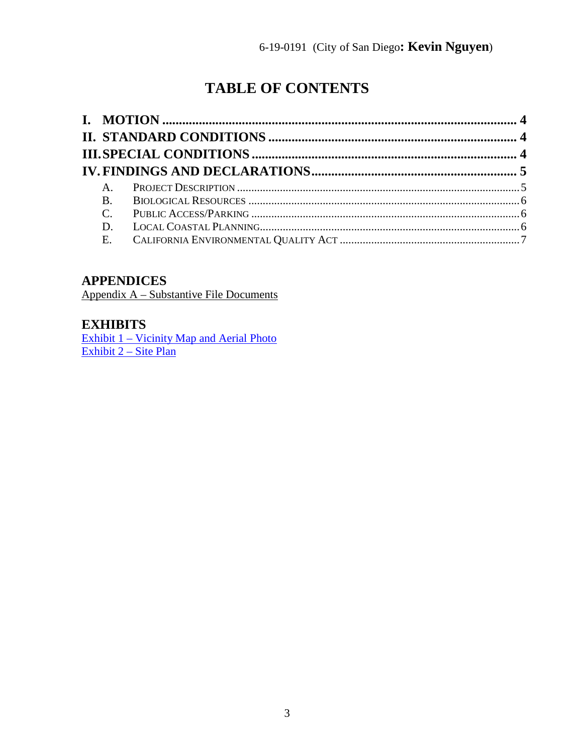# TABLE OF CONTENTS

**I. MOTION** ........................................................................................................ **4**
**II. STANDARD CONDITIONS** ........................................................................... **4**
**III. SPECIAL CONDITIONS** ............................................................................... **4**
**IV. FINDINGS AND DECLARATIONS** ............................................................. **5**

- A. PROJECT DESCRIPTION ......................................................................................... 5
- B. BIOLOGICAL RESOURCES ...................................................................................... 6
- C. PUBLIC ACCESS/PARKING ..................................................................................... 6
- D. LOCAL COASTAL PLANNING ................................................................................... 6
- E. CALIFORNIA ENVIRONMENTAL QUALITY ACT ............................................................ 7

## APPENDICES

Appendix A – Substantive File Documents

## EXHIBITS

Exhibit 1 – Vicinity Map and Aerial Photo
Exhibit 2 – Site Plan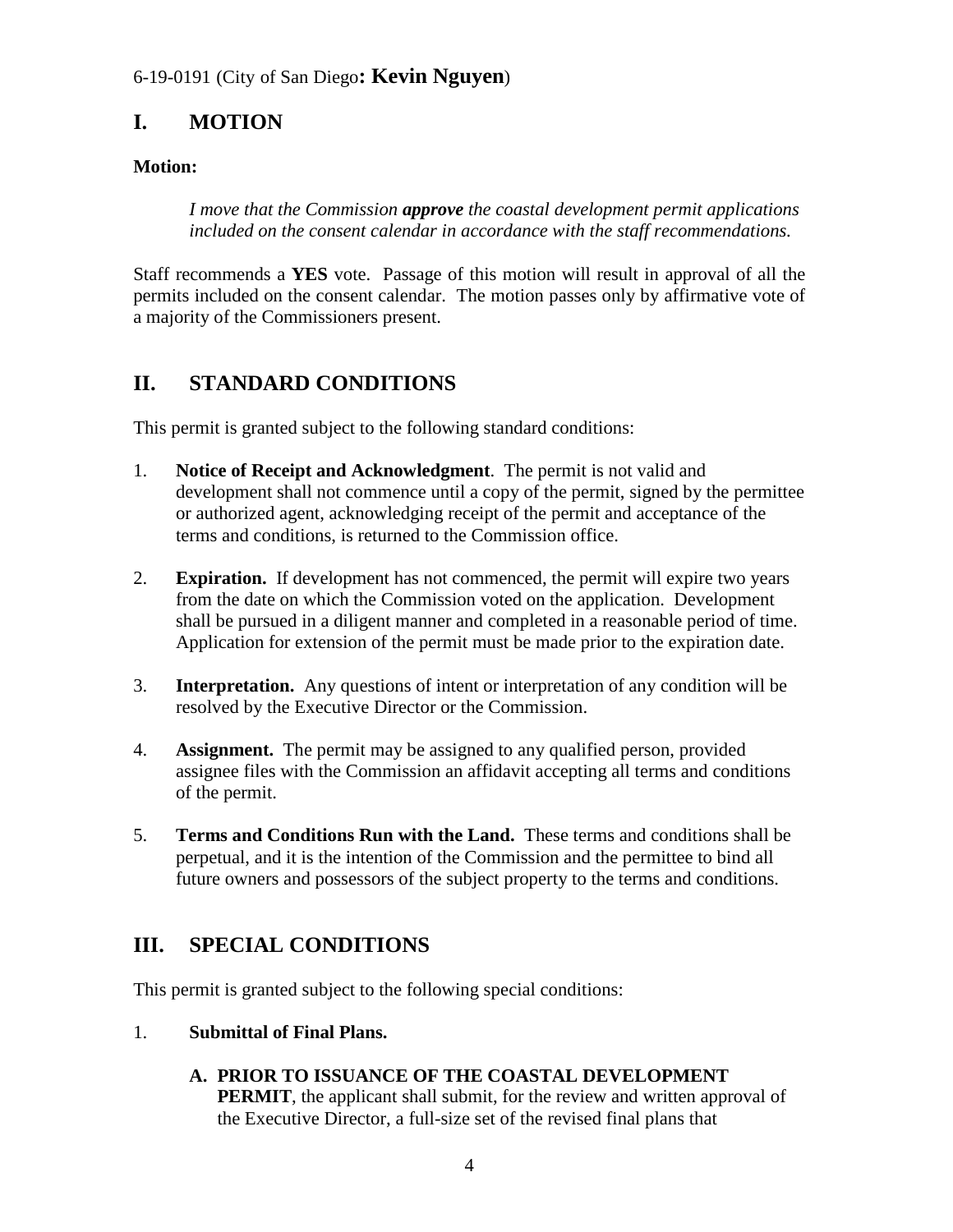6-19-0191 (City of San Diego**: Kevin Nguyen**)

## I. MOTION

**Motion:**

> *I move that the Commission **approve** the coastal development permit applications included on the consent calendar in accordance with the staff recommendations.*

Staff recommends a **YES** vote. Passage of this motion will result in approval of all the permits included on the consent calendar. The motion passes only by affirmative vote of a majority of the Commissioners present.

## II. STANDARD CONDITIONS

This permit is granted subject to the following standard conditions:

1. **Notice of Receipt and Acknowledgment**. The permit is not valid and development shall not commence until a copy of the permit, signed by the permittee or authorized agent, acknowledging receipt of the permit and acceptance of the terms and conditions, is returned to the Commission office.

2. **Expiration.** If development has not commenced, the permit will expire two years from the date on which the Commission voted on the application. Development shall be pursued in a diligent manner and completed in a reasonable period of time. Application for extension of the permit must be made prior to the expiration date.

3. **Interpretation.** Any questions of intent or interpretation of any condition will be resolved by the Executive Director or the Commission.

4. **Assignment.** The permit may be assigned to any qualified person, provided assignee files with the Commission an affidavit accepting all terms and conditions of the permit.

5. **Terms and Conditions Run with the Land.** These terms and conditions shall be perpetual, and it is the intention of the Commission and the permittee to bind all future owners and possessors of the subject property to the terms and conditions.

## III. SPECIAL CONDITIONS

This permit is granted subject to the following special conditions:

1. **Submittal of Final Plans.**

   A. **PRIOR TO ISSUANCE OF THE COASTAL DEVELOPMENT PERMIT**, the applicant shall submit, for the review and written approval of the Executive Director, a full-size set of the revised final plans that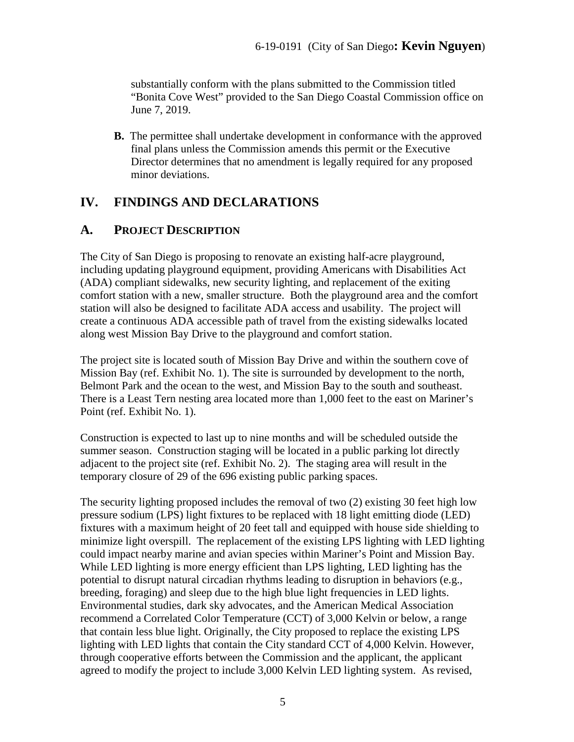substantially conform with the plans submitted to the Commission titled "Bonita Cove West" provided to the San Diego Coastal Commission office on June 7, 2019.

**B.** The permittee shall undertake development in conformance with the approved final plans unless the Commission amends this permit or the Executive Director determines that no amendment is legally required for any proposed minor deviations.

# IV. FINDINGS AND DECLARATIONS

## A. PROJECT DESCRIPTION

The City of San Diego is proposing to renovate an existing half-acre playground, including updating playground equipment, providing Americans with Disabilities Act (ADA) compliant sidewalks, new security lighting, and replacement of the exiting comfort station with a new, smaller structure. Both the playground area and the comfort station will also be designed to facilitate ADA access and usability. The project will create a continuous ADA accessible path of travel from the existing sidewalks located along west Mission Bay Drive to the playground and comfort station.

The project site is located south of Mission Bay Drive and within the southern cove of Mission Bay (ref. Exhibit No. 1). The site is surrounded by development to the north, Belmont Park and the ocean to the west, and Mission Bay to the south and southeast. There is a Least Tern nesting area located more than 1,000 feet to the east on Mariner's Point (ref. Exhibit No. 1).

Construction is expected to last up to nine months and will be scheduled outside the summer season. Construction staging will be located in a public parking lot directly adjacent to the project site (ref. Exhibit No. 2). The staging area will result in the temporary closure of 29 of the 696 existing public parking spaces.

The security lighting proposed includes the removal of two (2) existing 30 feet high low pressure sodium (LPS) light fixtures to be replaced with 18 light emitting diode (LED) fixtures with a maximum height of 20 feet tall and equipped with house side shielding to minimize light overspill. The replacement of the existing LPS lighting with LED lighting could impact nearby marine and avian species within Mariner's Point and Mission Bay. While LED lighting is more energy efficient than LPS lighting, LED lighting has the potential to disrupt natural circadian rhythms leading to disruption in behaviors (e.g., breeding, foraging) and sleep due to the high blue light frequencies in LED lights. Environmental studies, dark sky advocates, and the American Medical Association recommend a Correlated Color Temperature (CCT) of 3,000 Kelvin or below, a range that contain less blue light. Originally, the City proposed to replace the existing LPS lighting with LED lights that contain the City standard CCT of 4,000 Kelvin. However, through cooperative efforts between the Commission and the applicant, the applicant agreed to modify the project to include 3,000 Kelvin LED lighting system. As revised,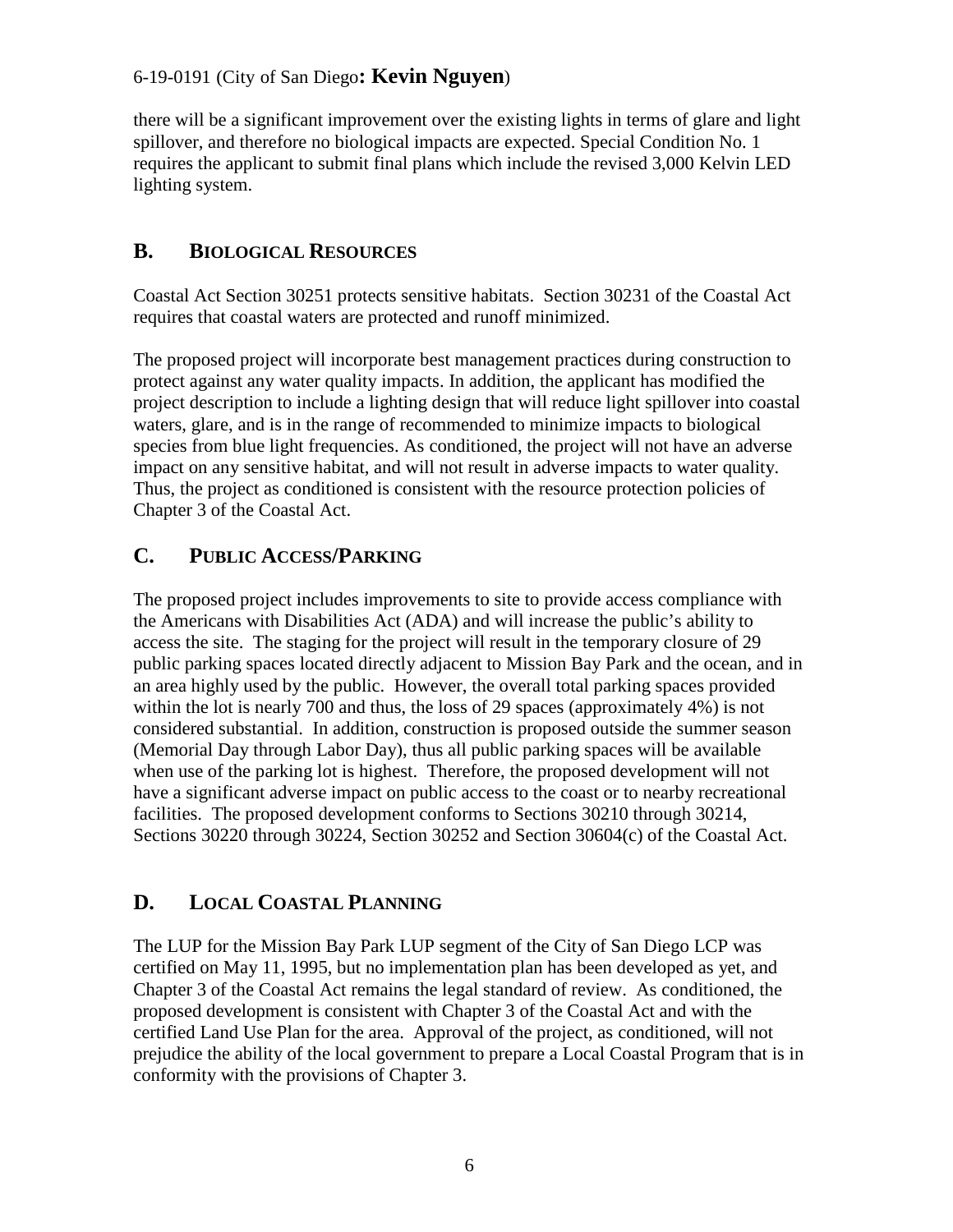there will be a significant improvement over the existing lights in terms of glare and light spillover, and therefore no biological impacts are expected. Special Condition No. 1 requires the applicant to submit final plans which include the revised 3,000 Kelvin LED lighting system.

## B. BIOLOGICAL RESOURCES

Coastal Act Section 30251 protects sensitive habitats. Section 30231 of the Coastal Act requires that coastal waters are protected and runoff minimized.

The proposed project will incorporate best management practices during construction to protect against any water quality impacts. In addition, the applicant has modified the project description to include a lighting design that will reduce light spillover into coastal waters, glare, and is in the range of recommended to minimize impacts to biological species from blue light frequencies. As conditioned, the project will not have an adverse impact on any sensitive habitat, and will not result in adverse impacts to water quality. Thus, the project as conditioned is consistent with the resource protection policies of Chapter 3 of the Coastal Act.

## C. PUBLIC ACCESS/PARKING

The proposed project includes improvements to site to provide access compliance with the Americans with Disabilities Act (ADA) and will increase the public's ability to access the site. The staging for the project will result in the temporary closure of 29 public parking spaces located directly adjacent to Mission Bay Park and the ocean, and in an area highly used by the public. However, the overall total parking spaces provided within the lot is nearly 700 and thus, the loss of 29 spaces (approximately 4%) is not considered substantial. In addition, construction is proposed outside the summer season (Memorial Day through Labor Day), thus all public parking spaces will be available when use of the parking lot is highest. Therefore, the proposed development will not have a significant adverse impact on public access to the coast or to nearby recreational facilities. The proposed development conforms to Sections 30210 through 30214, Sections 30220 through 30224, Section 30252 and Section 30604(c) of the Coastal Act.

## D. LOCAL COASTAL PLANNING

The LUP for the Mission Bay Park LUP segment of the City of San Diego LCP was certified on May 11, 1995, but no implementation plan has been developed as yet, and Chapter 3 of the Coastal Act remains the legal standard of review. As conditioned, the proposed development is consistent with Chapter 3 of the Coastal Act and with the certified Land Use Plan for the area. Approval of the project, as conditioned, will not prejudice the ability of the local government to prepare a Local Coastal Program that is in conformity with the provisions of Chapter 3.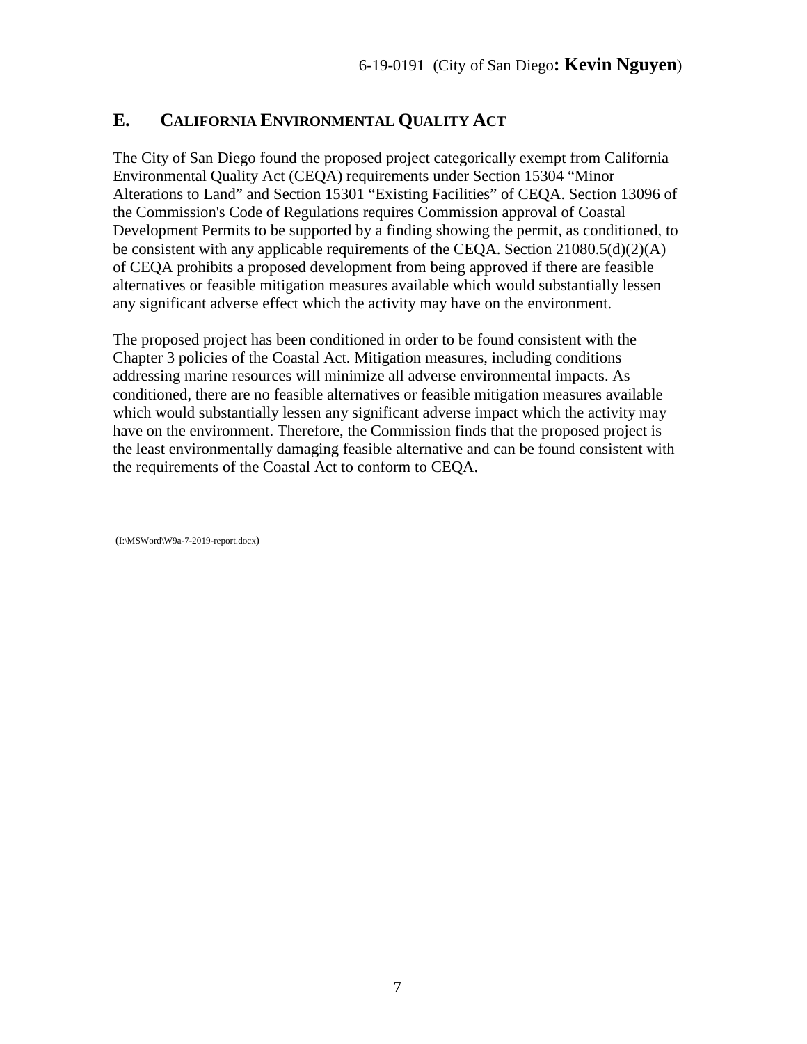## E. CALIFORNIA ENVIRONMENTAL QUALITY ACT

The City of San Diego found the proposed project categorically exempt from California Environmental Quality Act (CEQA) requirements under Section 15304 "Minor Alterations to Land" and Section 15301 "Existing Facilities" of CEQA. Section 13096 of the Commission's Code of Regulations requires Commission approval of Coastal Development Permits to be supported by a finding showing the permit, as conditioned, to be consistent with any applicable requirements of the CEQA. Section 21080.5(d)(2)(A) of CEQA prohibits a proposed development from being approved if there are feasible alternatives or feasible mitigation measures available which would substantially lessen any significant adverse effect which the activity may have on the environment.

The proposed project has been conditioned in order to be found consistent with the Chapter 3 policies of the Coastal Act. Mitigation measures, including conditions addressing marine resources will minimize all adverse environmental impacts. As conditioned, there are no feasible alternatives or feasible mitigation measures available which would substantially lessen any significant adverse impact which the activity may have on the environment. Therefore, the Commission finds that the proposed project is the least environmentally damaging feasible alternative and can be found consistent with the requirements of the Coastal Act to conform to CEQA.

(I:\MSWord\W9a-7-2019-report.docx)